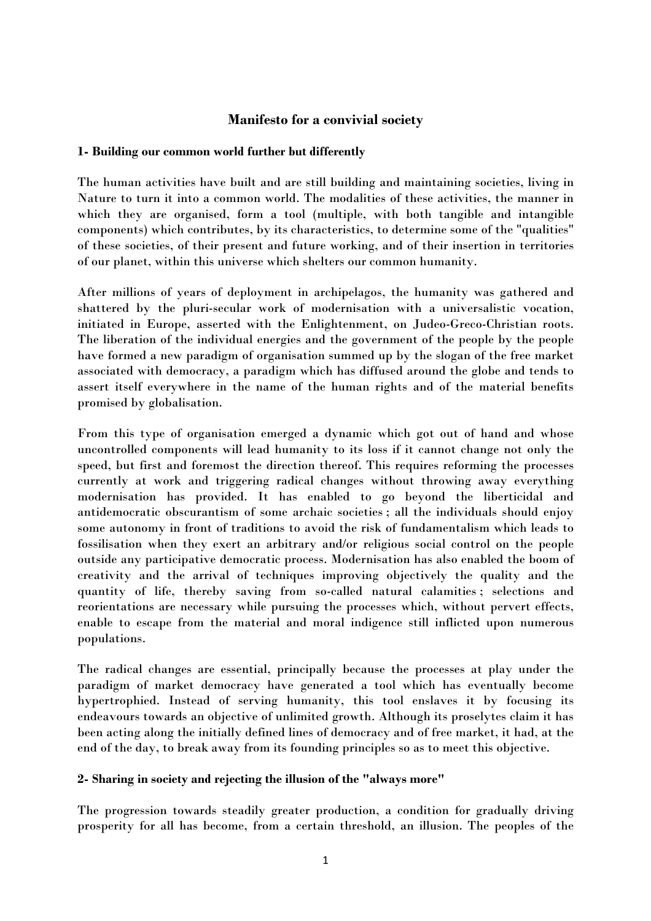# Manifesto for a convivial society

## 1- Building our common world further but differently

The human activities have built and are still building and maintaining societies, living in Nature to turn it into a common world. The modalities of these activities, the manner in which they are organised, form a tool (multiple, with both tangible and intangible components) which contributes, by its characteristics, to determine some of the "qualities" of these societies, of their present and future working, and of their insertion in territories of our planet, within this universe which shelters our common humanity.

After millions of years of deployment in archipelagos, the humanity was gathered and shattered by the pluri-secular work of modernisation with a universalistic vocation, initiated in Europe, asserted with the Enlightenment, on Judeo-Greco-Christian roots. The liberation of the individual energies and the government of the people by the people have formed a new paradigm of organisation summed up by the slogan of the free market associated with democracy, a paradigm which has diffused around the globe and tends to assert itself everywhere in the name of the human rights and of the material benefits promised by globalisation.

From this type of organisation emerged a dynamic which got out of hand and whose uncontrolled components will lead humanity to its loss if it cannot change not only the speed, but first and foremost the direction thereof. This requires reforming the processes currently at work and triggering radical changes without throwing away everything modernisation has provided. It has enabled to go beyond the liberticidal and antidemocratic obscurantism of some archaic societies ; all the individuals should enjoy some autonomy in front of traditions to avoid the risk of fundamentalism which leads to fossilisation when they exert an arbitrary and/or religious social control on the people outside any participative democratic process. Modernisation has also enabled the boom of creativity and the arrival of techniques improving objectively the quality and the quantity of life, thereby saving from so-called natural calamities ; selections and reorientations are necessary while pursuing the processes which, without pervert effects, enable to escape from the material and moral indigence still inflicted upon numerous populations.

The radical changes are essential, principally because the processes at play under the paradigm of market democracy have generated a tool which has eventually become hypertrophied. Instead of serving humanity, this tool enslaves it by focusing its endeavours towards an objective of unlimited growth. Although its proselytes claim it has been acting along the initially defined lines of democracy and of free market, it had, at the end of the day, to break away from its founding principles so as to meet this objective.

## 2- Sharing in society and rejecting the illusion of the "always more"

The progression towards steadily greater production, a condition for gradually driving prosperity for all has become, from a certain threshold, an illusion. The peoples of the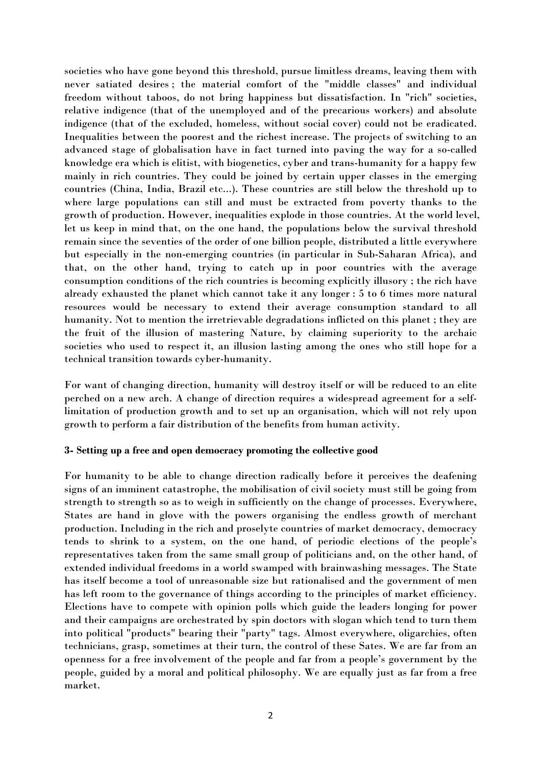societies who have gone beyond this threshold, pursue limitless dreams, leaving them with never satiated desires ; the material comfort of the "middle classes" and individual freedom without taboos, do not bring happiness but dissatisfaction. In "rich" societies, relative indigence (that of the unemployed and of the precarious workers) and absolute indigence (that of the excluded, homeless, without social cover) could not be eradicated. Inequalities between the poorest and the richest increase. The projects of switching to an advanced stage of globalisation have in fact turned into paving the way for a so-called knowledge era which is elitist, with biogenetics, cyber and trans-humanity for a happy few mainly in rich countries. They could be joined by certain upper classes in the emerging countries (China, India, Brazil etc...). These countries are still below the threshold up to where large populations can still and must be extracted from poverty thanks to the growth of production. However, inequalities explode in those countries. At the world level, let us keep in mind that, on the one hand, the populations below the survival threshold remain since the seventies of the order of one billion people, distributed a little everywhere but especially in the non-emerging countries (in particular in Sub-Saharan Africa), and that, on the other hand, trying to catch up in poor countries with the average consumption conditions of the rich countries is becoming explicitly illusory ; the rich have already exhausted the planet which cannot take it any longer : 5 to 6 times more natural resources would be necessary to extend their average consumption standard to all humanity. Not to mention the irretrievable degradations inflicted on this planet ; they are the fruit of the illusion of mastering Nature, by claiming superiority to the archaic societies who used to respect it, an illusion lasting among the ones who still hope for a technical transition towards cyber-humanity.

For want of changing direction, humanity will destroy itself or will be reduced to an elite perched on a new arch. A change of direction requires a widespread agreement for a self-limitation of production growth and to set up an organisation, which will not rely upon growth to perform a fair distribution of the benefits from human activity.

**3- Setting up a free and open democracy promoting the collective good**

For humanity to be able to change direction radically before it perceives the deafening signs of an imminent catastrophe, the mobilisation of civil society must still be going from strength to strength so as to weigh in sufficiently on the change of processes. Everywhere, States are hand in glove with the powers organising the endless growth of merchant production. Including in the rich and proselyte countries of market democracy, democracy tends to shrink to a system, on the one hand, of periodic elections of the people's representatives taken from the same small group of politicians and, on the other hand, of extended individual freedoms in a world swamped with brainwashing messages. The State has itself become a tool of unreasonable size but rationalised and the government of men has left room to the governance of things according to the principles of market efficiency. Elections have to compete with opinion polls which guide the leaders longing for power and their campaigns are orchestrated by spin doctors with slogan which tend to turn them into political "products" bearing their "party" tags. Almost everywhere, oligarchies, often technicians, grasp, sometimes at their turn, the control of these Sates. We are far from an openness for a free involvement of the people and far from a people's government by the people, guided by a moral and political philosophy. We are equally just as far from a free market.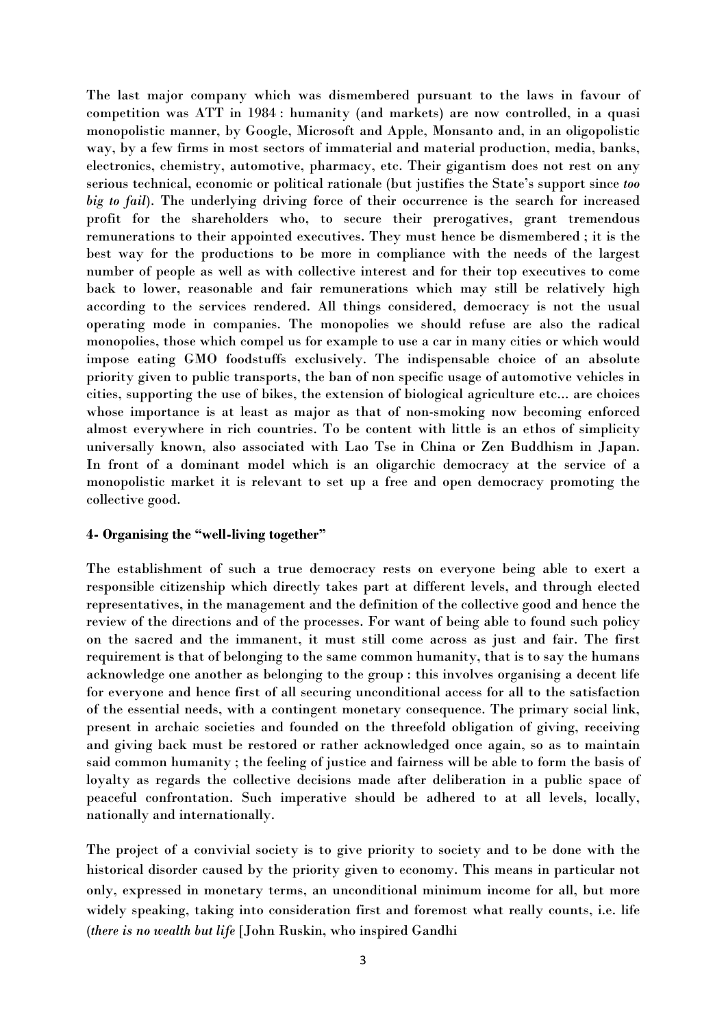The last major company which was dismembered pursuant to the laws in favour of competition was ATT in 1984 : humanity (and markets) are now controlled, in a quasi monopolistic manner, by Google, Microsoft and Apple, Monsanto and, in an oligopolistic way, by a few firms in most sectors of immaterial and material production, media, banks, electronics, chemistry, automotive, pharmacy, etc. Their gigantism does not rest on any serious technical, economic or political rationale (but justifies the State's support since *too big to fail*). The underlying driving force of their occurrence is the search for increased profit for the shareholders who, to secure their prerogatives, grant tremendous remunerations to their appointed executives. They must hence be dismembered ; it is the best way for the productions to be more in compliance with the needs of the largest number of people as well as with collective interest and for their top executives to come back to lower, reasonable and fair remunerations which may still be relatively high according to the services rendered. All things considered, democracy is not the usual operating mode in companies. The monopolies we should refuse are also the radical monopolies, those which compel us for example to use a car in many cities or which would impose eating GMO foodstuffs exclusively. The indispensable choice of an absolute priority given to public transports, the ban of non specific usage of automotive vehicles in cities, supporting the use of bikes, the extension of biological agriculture etc... are choices whose importance is at least as major as that of non-smoking now becoming enforced almost everywhere in rich countries. To be content with little is an ethos of simplicity universally known, also associated with Lao Tse in China or Zen Buddhism in Japan. In front of a dominant model which is an oligarchic democracy at the service of a monopolistic market it is relevant to set up a free and open democracy promoting the collective good.

### 4- Organising the "well-living together"

The establishment of such a true democracy rests on everyone being able to exert a responsible citizenship which directly takes part at different levels, and through elected representatives, in the management and the definition of the collective good and hence the review of the directions and of the processes. For want of being able to found such policy on the sacred and the immanent, it must still come across as just and fair. The first requirement is that of belonging to the same common humanity, that is to say the humans acknowledge one another as belonging to the group : this involves organising a decent life for everyone and hence first of all securing unconditional access for all to the satisfaction of the essential needs, with a contingent monetary consequence. The primary social link, present in archaic societies and founded on the threefold obligation of giving, receiving and giving back must be restored or rather acknowledged once again, so as to maintain said common humanity ; the feeling of justice and fairness will be able to form the basis of loyalty as regards the collective decisions made after deliberation in a public space of peaceful confrontation. Such imperative should be adhered to at all levels, locally, nationally and internationally.

The project of a convivial society is to give priority to society and to be done with the historical disorder caused by the priority given to economy. This means in particular not only, expressed in monetary terms, an unconditional minimum income for all, but more widely speaking, taking into consideration first and foremost what really counts, i.e. life (*there is no wealth but life* [John Ruskin, who inspired Gandhi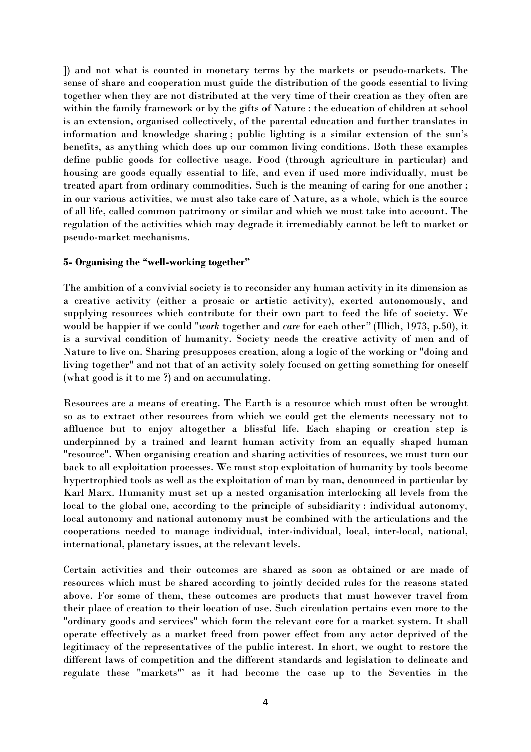]) and not what is counted in monetary terms by the markets or pseudo-markets. The sense of share and cooperation must guide the distribution of the goods essential to living together when they are not distributed at the very time of their creation as they often are within the family framework or by the gifts of Nature : the education of children at school is an extension, organised collectively, of the parental education and further translates in information and knowledge sharing ; public lighting is a similar extension of the sun's benefits, as anything which does up our common living conditions. Both these examples define public goods for collective usage. Food (through agriculture in particular) and housing are goods equally essential to life, and even if used more individually, must be treated apart from ordinary commodities. Such is the meaning of caring for one another ; in our various activities, we must also take care of Nature, as a whole, which is the source of all life, called common patrimony or similar and which we must take into account. The regulation of the activities which may degrade it irremediably cannot be left to market or pseudo-market mechanisms.

**5- Organising the "well-working together"**

The ambition of a convivial society is to reconsider any human activity in its dimension as a creative activity (either a prosaic or artistic activity), exerted autonomously, and supplying resources which contribute for their own part to feed the life of society. We would be happier if we could "*work* together and *care* for each other" (Illich, 1973, p.50), it is a survival condition of humanity. Society needs the creative activity of men and of Nature to live on. Sharing presupposes creation, along a logic of the working or "doing and living together" and not that of an activity solely focused on getting something for oneself (what good is it to me ?) and on accumulating.

Resources are a means of creating. The Earth is a resource which must often be wrought so as to extract other resources from which we could get the elements necessary not to affluence but to enjoy altogether a blissful life. Each shaping or creation step is underpinned by a trained and learnt human activity from an equally shaped human "resource". When organising creation and sharing activities of resources, we must turn our back to all exploitation processes. We must stop exploitation of humanity by tools become hypertrophied tools as well as the exploitation of man by man, denounced in particular by Karl Marx. Humanity must set up a nested organisation interlocking all levels from the local to the global one, according to the principle of subsidiarity : individual autonomy, local autonomy and national autonomy must be combined with the articulations and the cooperations needed to manage individual, inter-individual, local, inter-local, national, international, planetary issues, at the relevant levels.

Certain activities and their outcomes are shared as soon as obtained or are made of resources which must be shared according to jointly decided rules for the reasons stated above. For some of them, these outcomes are products that must however travel from their place of creation to their location of use. Such circulation pertains even more to the "ordinary goods and services" which form the relevant core for a market system. It shall operate effectively as a market freed from power effect from any actor deprived of the legitimacy of the representatives of the public interest. In short, we ought to restore the different laws of competition and the different standards and legislation to delineate and regulate these "markets"' as it had become the case up to the Seventies in the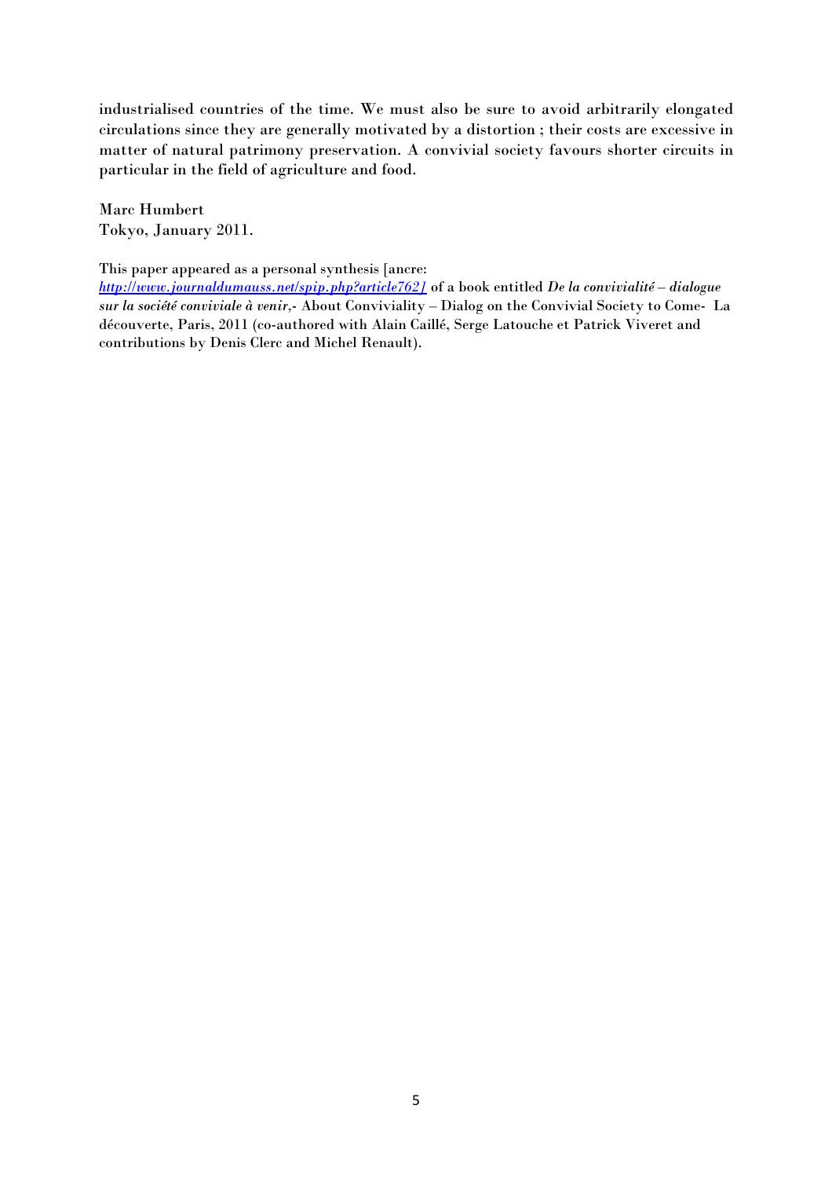industrialised countries of the time. We must also be sure to avoid arbitrarily elongated circulations since they are generally motivated by a distortion ; their costs are excessive in matter of natural patrimony preservation. A convivial society favours shorter circuits in particular in the field of agriculture and food.

Marc Humbert
Tokyo, January 2011.

This paper appeared as a personal synthesis [ancre: *http://www.journaldumauss.net/spip.php?article762]* of a book entitled *De la convivialité – dialogue sur la société conviviale à venir,-* About Conviviality – Dialog on the Convivial Society to Come- La découverte, Paris, 2011 (co-authored with Alain Caillé, Serge Latouche et Patrick Viveret and contributions by Denis Clerc and Michel Renault).